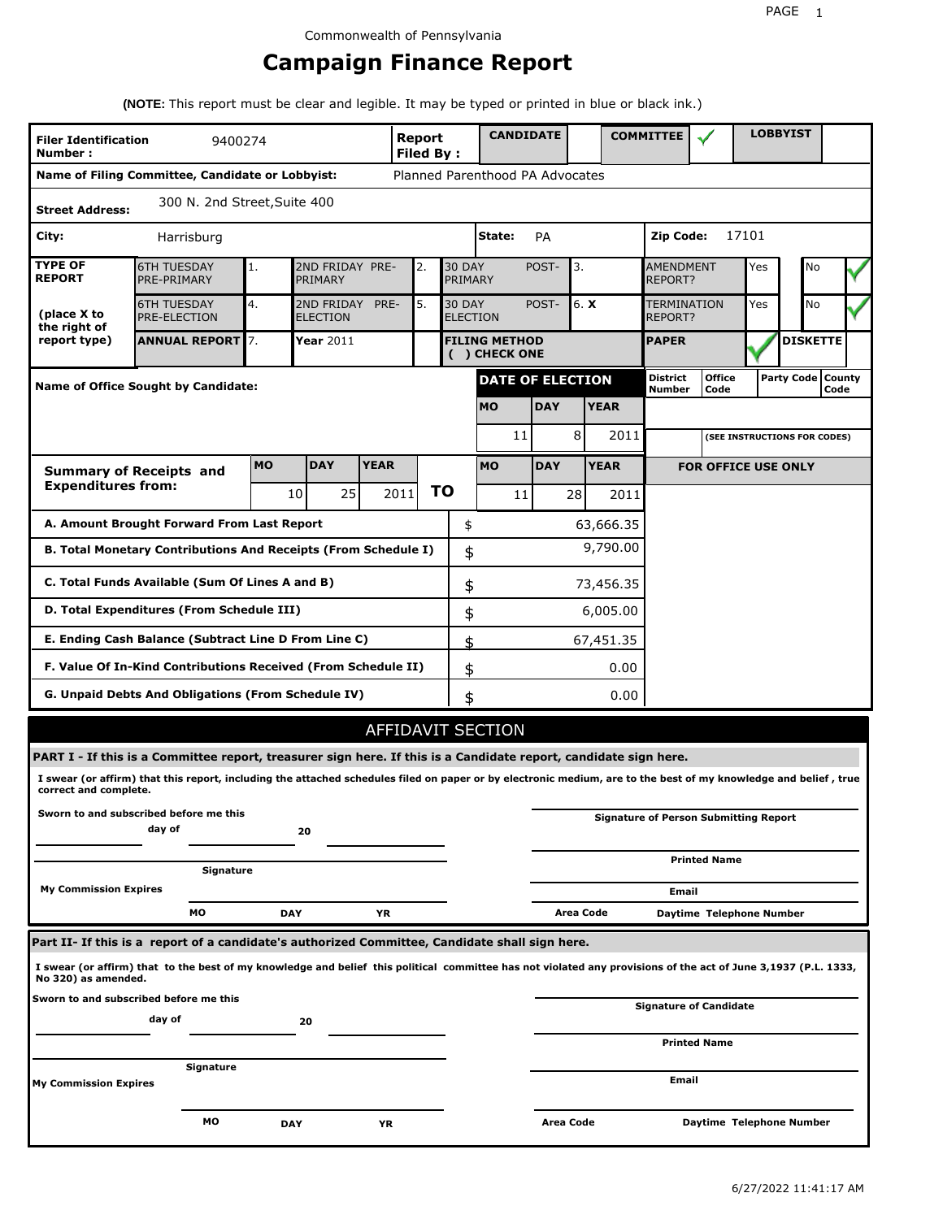Commonwealth of Pennsylvania

# Campaign Finance Report

**(NOTE:** This report must be clear and legible. It may be typed or printed in blue or black ink.)

| **Filer Identification Number :** | 9400274 | **Report Filed By :** | **CANDIDATE** | | **COMMITTEE** | ✓ | **LOBBYIST** | |
|---|---|---|---|---|---|---|---|---|

**Name of Filing Committee, Candidate or Lobbyist:** Planned Parenthood PA Advocates

**Street Address:** 300 N. 2nd Street,Suite 400

**City:** Harrisburg **State:** PA **Zip Code:** 17101

| **TYPE OF REPORT** (place X to the right of report type) | | | | | | | | |
|---|---|---|---|---|---|---|---|---|
| 6TH TUESDAY PRE-PRIMARY | 1. | 2ND FRIDAY PRE-PRIMARY | 2. | 30 DAY POST-PRIMARY | 3. | AMENDMENT REPORT? | Yes | No ✓ |
| 6TH TUESDAY PRE-ELECTION | 4. | 2ND FRIDAY PRE-ELECTION | 5. | 30 DAY POST-ELECTION | 6. **X** | TERMINATION REPORT? | Yes | No ✓ |
| **ANNUAL REPORT** | 7. | **Year** 2011 | | **FILING METHOD ( ) CHECK ONE** | | **PAPER** ✓ | | **DISKETTE** |

**Name of Office Sought by Candidate:**

| **DATE OF ELECTION** | | | **District Number** | **Office Code** | **Party Code** | **County Code** |
|---|---|---|---|---|---|---|
| **MO** | **DAY** | **YEAR** | | | | |
| 11 | 8 | 2011 | | (SEE INSTRUCTIONS FOR CODES) | | |

| **Summary of Receipts and Expenditures from:** | **MO** | **DAY** | **YEAR** | | **MO** | **DAY** | **YEAR** |
|---|---|---|---|---|---|---|---|
| | 10 | 25 | 2011 | **TO** | 11 | 28 | 2011 |

| | | **FOR OFFICE USE ONLY** |
|---|---|---|
| **A. Amount Brought Forward From Last Report** | $ 63,666.35 | |
| **B. Total Monetary Contributions And Receipts (From Schedule I)** | $ 9,790.00 | |
| **C. Total Funds Available (Sum Of Lines A and B)** | $ 73,456.35 | |
| **D. Total Expenditures (From Schedule III)** | $ 6,005.00 | |
| **E. Ending Cash Balance (Subtract Line D From Line C)** | $ 67,451.35 | |
| **F. Value Of In-Kind Contributions Received (From Schedule II)** | $ 0.00 | |
| **G. Unpaid Debts And Obligations (From Schedule IV)** | $ 0.00 | |

## AFFIDAVIT SECTION

**PART I - If this is a Committee report, treasurer sign here. If this is a Candidate report, candidate sign here.**

**I swear (or affirm) that this report, including the attached schedules filed on paper or by electronic medium, are to the best of my knowledge and belief , true correct and complete.**

**Sworn to and subscribed before me this** ______ **day of** ______ **20** ______

**Signature**

**My Commission Expires** **MO** **DAY** **YR**

**Signature of Person Submitting Report**

**Printed Name**

**Email**

**Area Code** **Daytime Telephone Number**

**Part II- If this is a report of a candidate's authorized Committee, Candidate shall sign here.**

**I swear (or affirm) that to the best of my knowledge and belief this political committee has not violated any provisions of the act of June 3,1937 (P.L. 1333, No 320) as amended.**

**Sworn to and subscribed before me this** ______ **day of** ______ **20** ______

**Signature**

**My Commission Expires** **MO** **DAY** **YR**

**Signature of Candidate**

**Printed Name**

**Email**

**Area Code** **Daytime Telephone Number**

6/27/2022 11:41:17 AM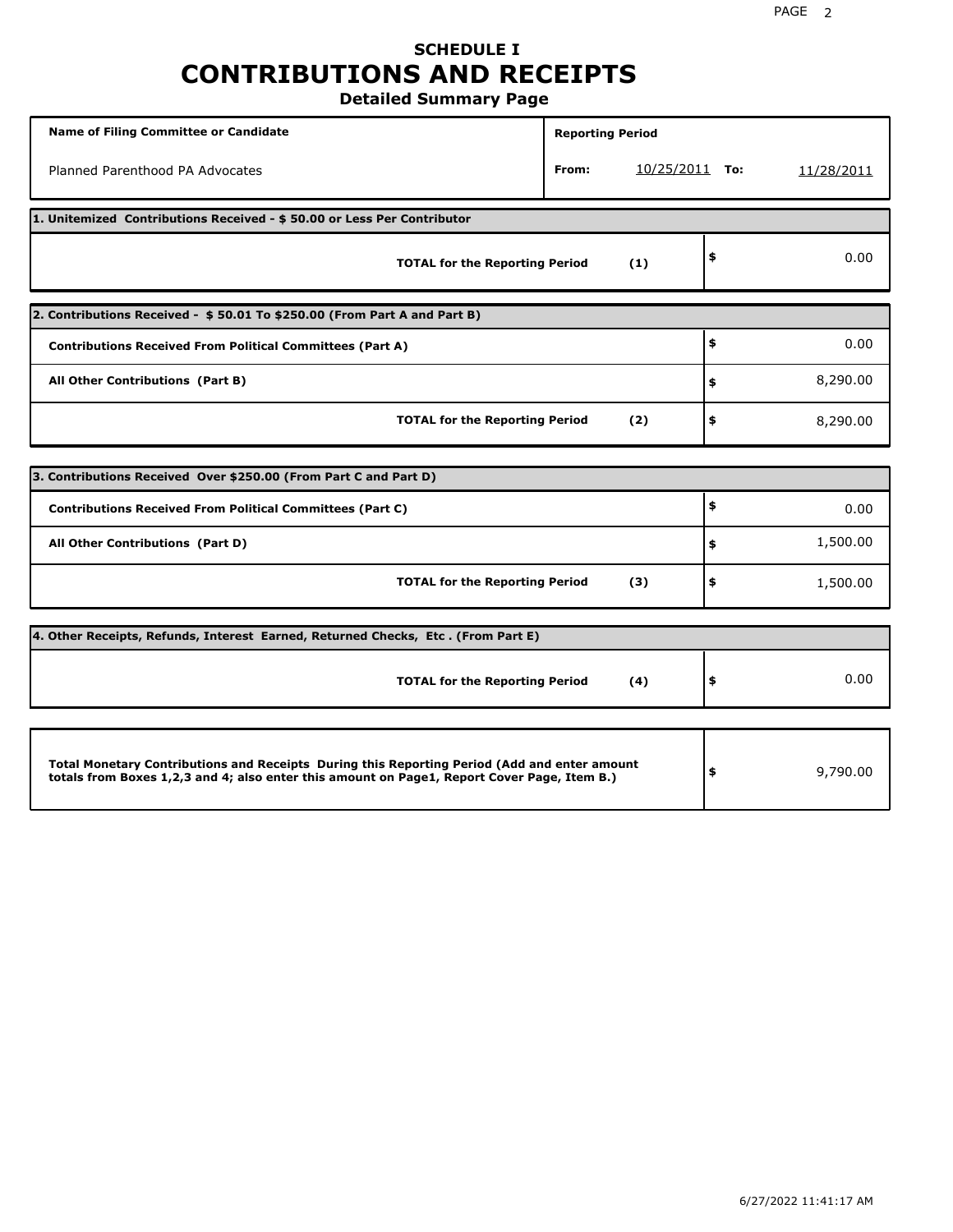# SCHEDULE I
# CONTRIBUTIONS AND RECEIPTS
## Detailed Summary Page

| Name of Filing Committee or Candidate | Reporting Period | | |
|---|---|---|---|
| Planned Parenthood PA Advocates | From: 10/25/2011 | To: | 11/28/2011 |

| **1. Unitemized Contributions Received - $ 50.00 or Less Per Contributor** | | |
|---|---|---|
| **TOTAL for the Reporting Period** | **(1)** | $ 0.00 |

| **2. Contributions Received - $ 50.01 To $250.00 (From Part A and Part B)** | | |
|---|---|---|
| **Contributions Received From Political Committees (Part A)** | | $ 0.00 |
| **All Other Contributions (Part B)** | | $ 8,290.00 |
| **TOTAL for the Reporting Period** | **(2)** | $ 8,290.00 |

| **3. Contributions Received Over $250.00 (From Part C and Part D)** | | |
|---|---|---|
| **Contributions Received From Political Committees (Part C)** | | $ 0.00 |
| **All Other Contributions (Part D)** | | $ 1,500.00 |
| **TOTAL for the Reporting Period** | **(3)** | $ 1,500.00 |

| **4. Other Receipts, Refunds, Interest Earned, Returned Checks, Etc . (From Part E)** | | |
|---|---|---|
| **TOTAL for the Reporting Period** | **(4)** | $ 0.00 |

| | |
|---|---|
| **Total Monetary Contributions and Receipts During this Reporting Period (Add and enter amount totals from Boxes 1,2,3 and 4; also enter this amount on Page1, Report Cover Page, Item B.)** | $ 9,790.00 |

6/27/2022 11:41:17 AM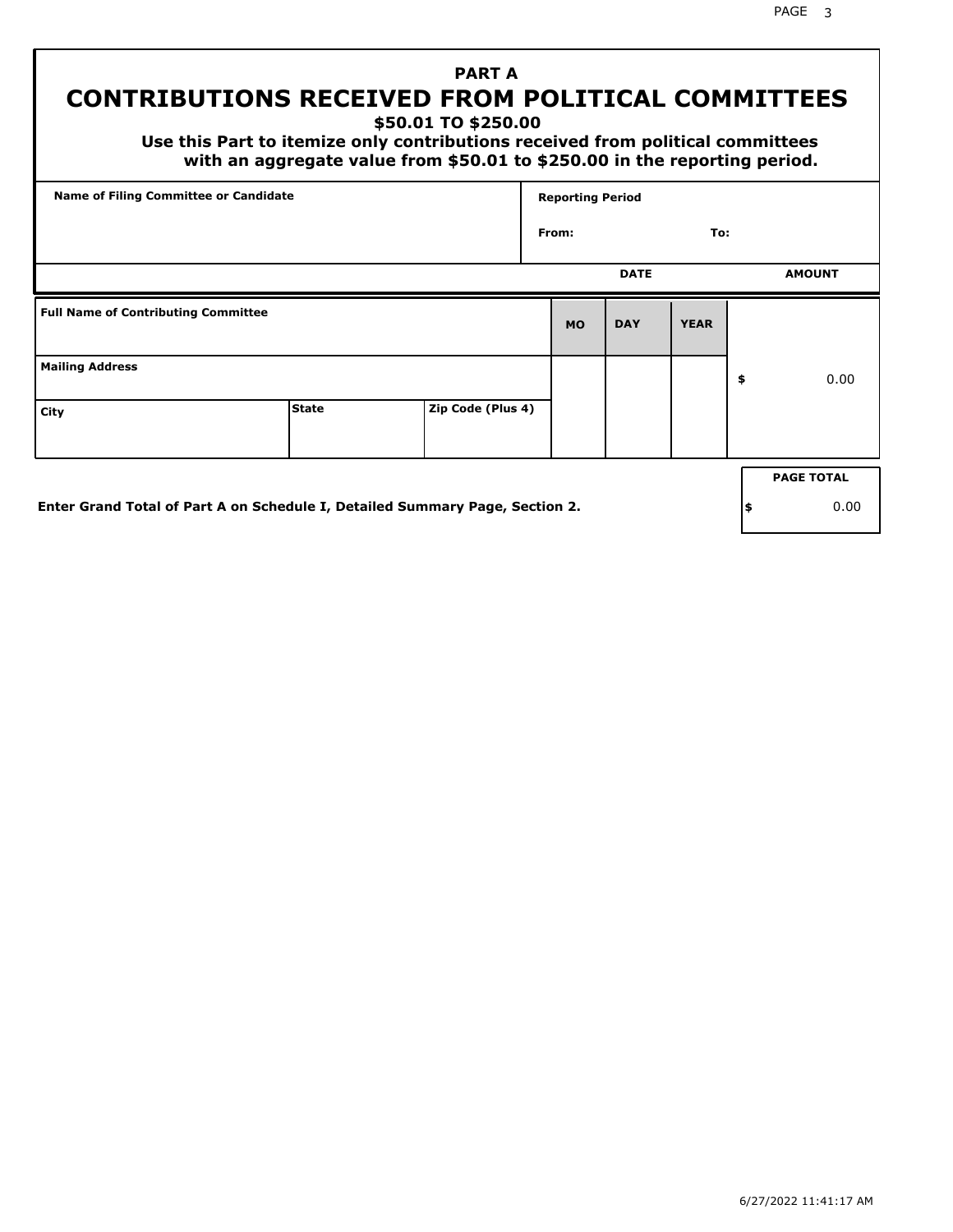# PART A
# CONTRIBUTIONS RECEIVED FROM POLITICAL COMMITTEES

**$50.01 TO $250.00**

**Use this Part to itemize only contributions received from political committees with an aggregate value from $50.01 to $250.00 in the reporting period.**

| Name of Filing Committee or Candidate | Reporting Period | |
|---|---|---|
| | From: | To: |

| Full Name of Contributing Committee | | | DATE MO | DATE DAY | DATE YEAR | AMOUNT |
|---|---|---|---|---|---|---|
| | | | | | | |
| **Mailing Address** | | | | | | $ 0.00 |
| **City** | **State** | **Zip Code (Plus 4)** | | | | |

**Enter Grand Total of Part A on Schedule I, Detailed Summary Page, Section 2.**

| PAGE TOTAL |
|---|
| $ 0.00 |

6/27/2022 11:41:17 AM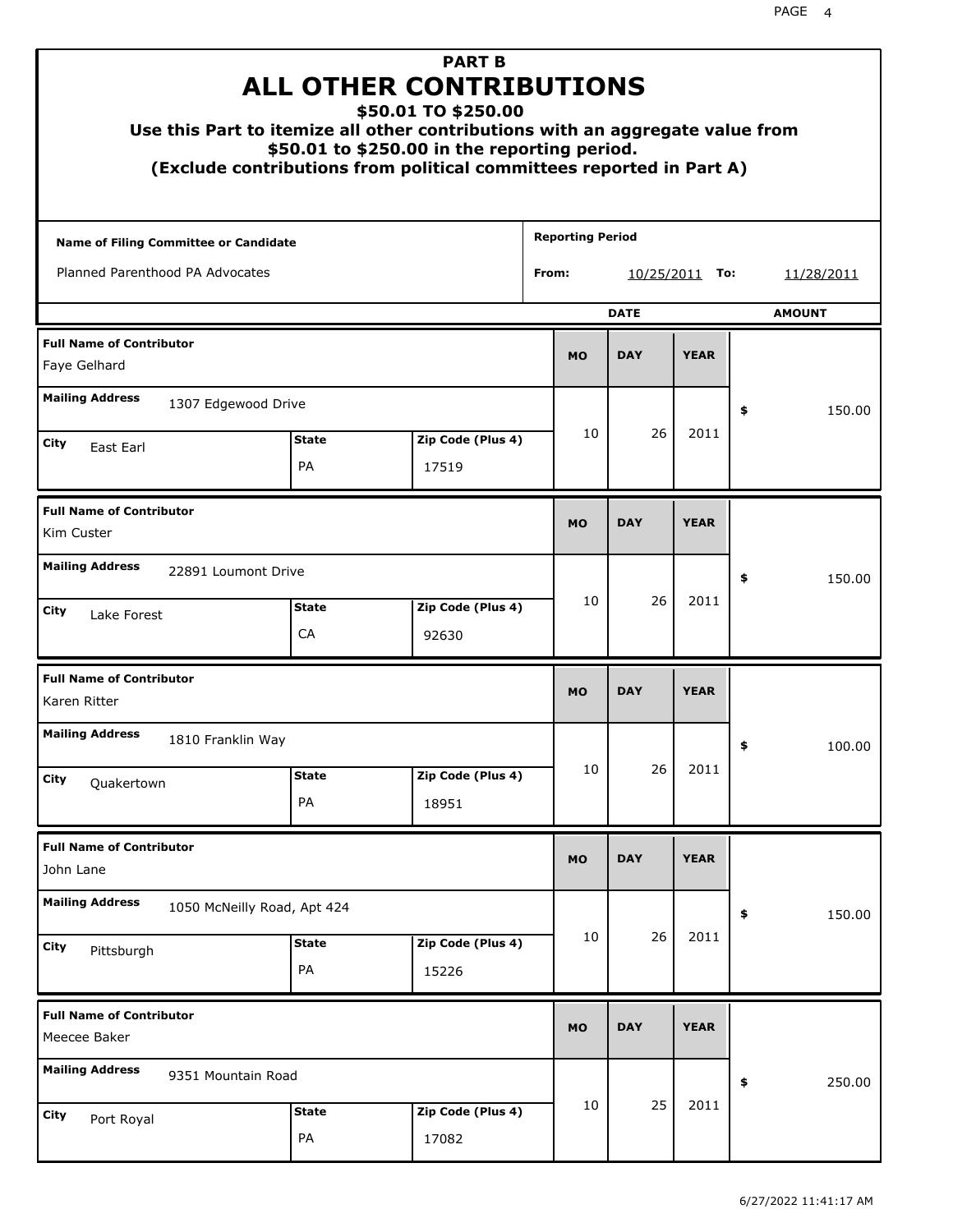## PART B
# ALL OTHER CONTRIBUTIONS
### $50.01 TO $250.00
### Use this Part to itemize all other contributions with an aggregate value from $50.01 to $250.00 in the reporting period.
### (Exclude contributions from political committees reported in Part A)

**Name of Filing Committee or Candidate**

Planned Parenthood PA Advocates

**Reporting Period**

From: 10/25/2011 To: 11/28/2011

| Full Name of Contributor | Mailing Address | City | State | Zip Code (Plus 4) | MO | DAY | YEAR | AMOUNT |
|---|---|---|---|---|---|---|---|---|
| Faye Gelhard | 1307 Edgewood Drive | East Earl | PA | 17519 | 10 | 26 | 2011 | $ 150.00 |
| Kim Custer | 22891 Loumont Drive | Lake Forest | CA | 92630 | 10 | 26 | 2011 | $ 150.00 |
| Karen Ritter | 1810 Franklin Way | Quakertown | PA | 18951 | 10 | 26 | 2011 | $ 100.00 |
| John Lane | 1050 McNeilly Road, Apt 424 | Pittsburgh | PA | 15226 | 10 | 26 | 2011 | $ 150.00 |
| Meecee Baker | 9351 Mountain Road | Port Royal | PA | 17082 | 10 | 25 | 2011 | $ 250.00 |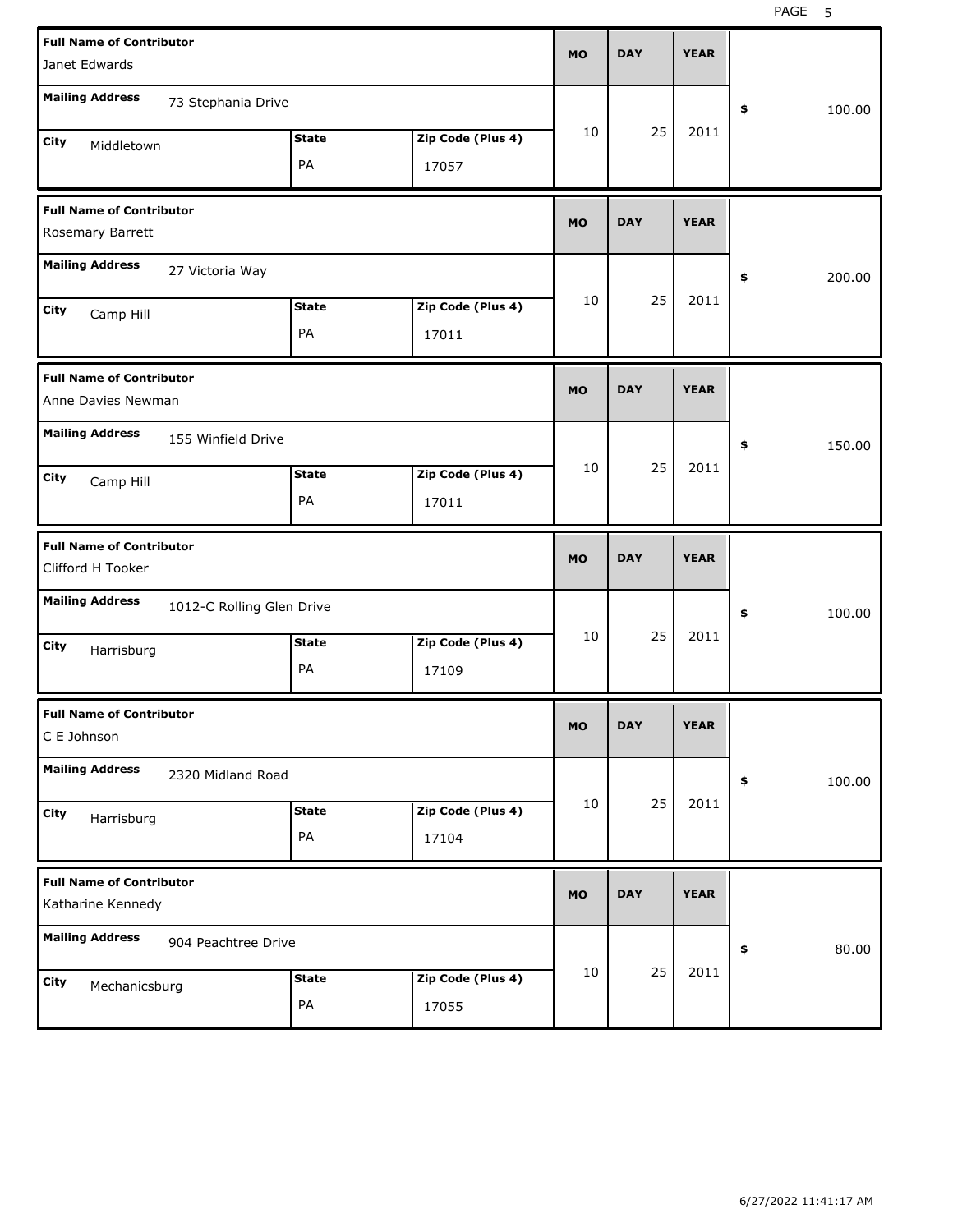| Full Name of Contributor | Mailing Address | City | State | Zip Code (Plus 4) | MO | DAY | YEAR | $ |
|---|---|---|---|---|---|---|---|---|
| Janet Edwards | 73 Stephania Drive | Middletown | PA | 17057 | 10 | 25 | 2011 | 100.00 |
| Rosemary Barrett | 27 Victoria Way | Camp Hill | PA | 17011 | 10 | 25 | 2011 | 200.00 |
| Anne Davies Newman | 155 Winfield Drive | Camp Hill | PA | 17011 | 10 | 25 | 2011 | 150.00 |
| Clifford H Tooker | 1012-C Rolling Glen Drive | Harrisburg | PA | 17109 | 10 | 25 | 2011 | 100.00 |
| C E Johnson | 2320 Midland Road | Harrisburg | PA | 17104 | 10 | 25 | 2011 | 100.00 |
| Katharine Kennedy | 904 Peachtree Drive | Mechanicsburg | PA | 17055 | 10 | 25 | 2011 | 80.00 |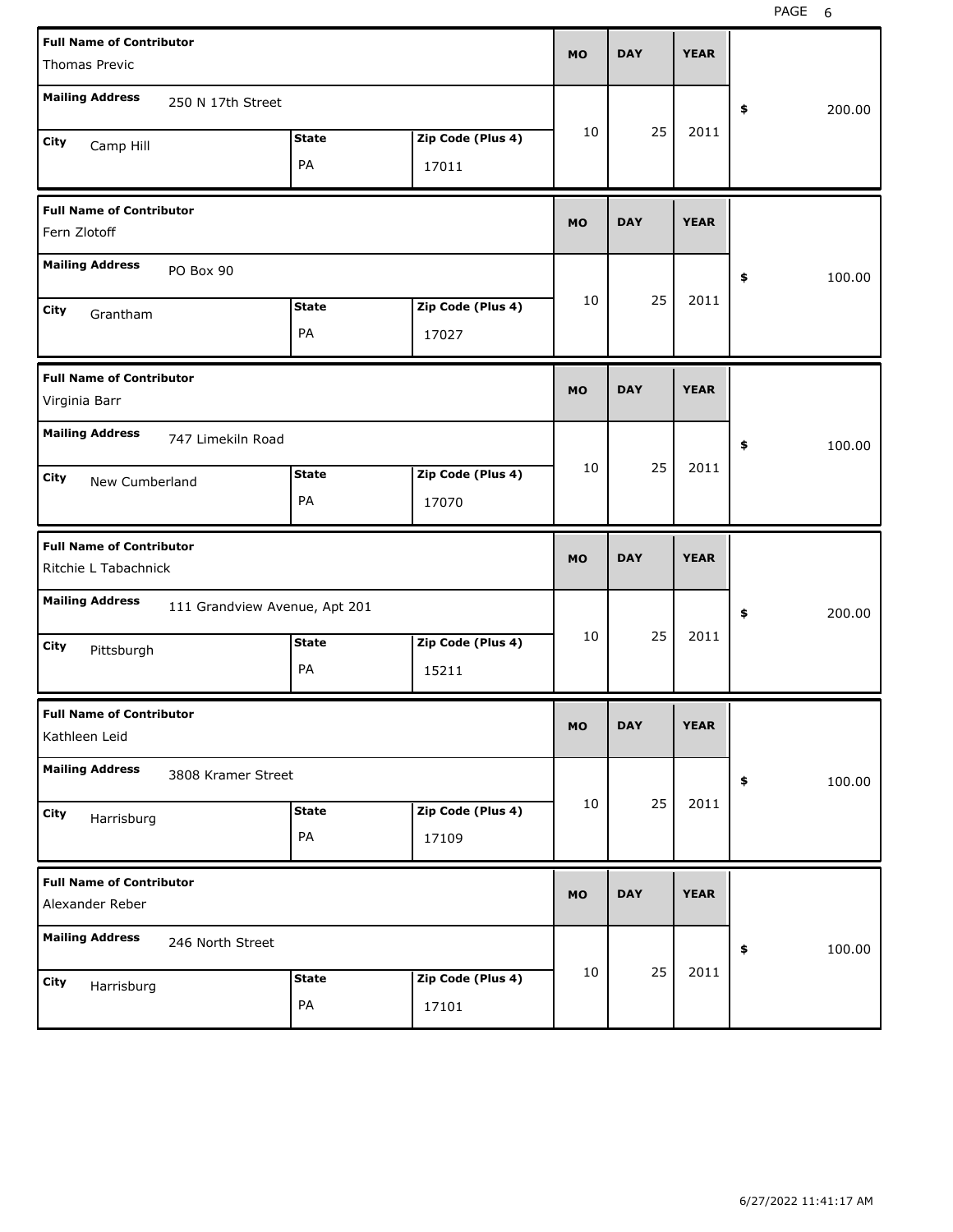| Full Name of Contributor | Mailing Address | City | State | Zip Code (Plus 4) | MO | DAY | YEAR | $ |
|---|---|---|---|---|---|---|---|---|
| Thomas Previc | 250 N 17th Street | Camp Hill | PA | 17011 | 10 | 25 | 2011 | 200.00 |
| Fern Zlotoff | PO Box 90 | Grantham | PA | 17027 | 10 | 25 | 2011 | 100.00 |
| Virginia Barr | 747 Limekiln Road | New Cumberland | PA | 17070 | 10 | 25 | 2011 | 100.00 |
| Ritchie L Tabachnick | 111 Grandview Avenue, Apt 201 | Pittsburgh | PA | 15211 | 10 | 25 | 2011 | 200.00 |
| Kathleen Leid | 3808 Kramer Street | Harrisburg | PA | 17109 | 10 | 25 | 2011 | 100.00 |
| Alexander Reber | 246 North Street | Harrisburg | PA | 17101 | 10 | 25 | 2011 | 100.00 |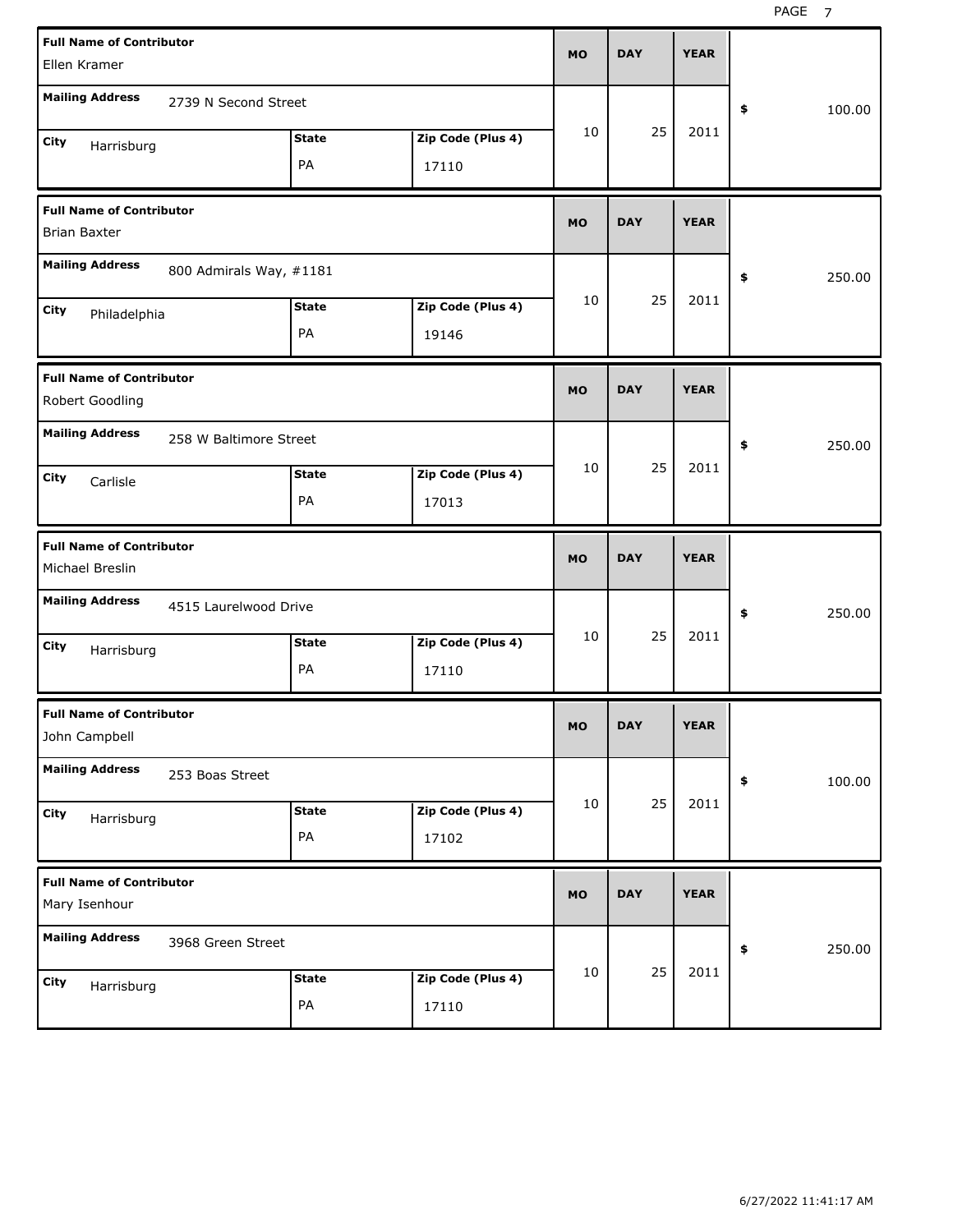| Full Name of Contributor | Mailing Address | City | State | Zip Code (Plus 4) | MO | DAY | YEAR | $ |
|---|---|---|---|---|---|---|---|---|
| Ellen Kramer | 2739 N Second Street | Harrisburg | PA | 17110 | 10 | 25 | 2011 | 100.00 |
| Brian Baxter | 800 Admirals Way, #1181 | Philadelphia | PA | 19146 | 10 | 25 | 2011 | 250.00 |
| Robert Goodling | 258 W Baltimore Street | Carlisle | PA | 17013 | 10 | 25 | 2011 | 250.00 |
| Michael Breslin | 4515 Laurelwood Drive | Harrisburg | PA | 17110 | 10 | 25 | 2011 | 250.00 |
| John Campbell | 253 Boas Street | Harrisburg | PA | 17102 | 10 | 25 | 2011 | 100.00 |
| Mary Isenhour | 3968 Green Street | Harrisburg | PA | 17110 | 10 | 25 | 2011 | 250.00 |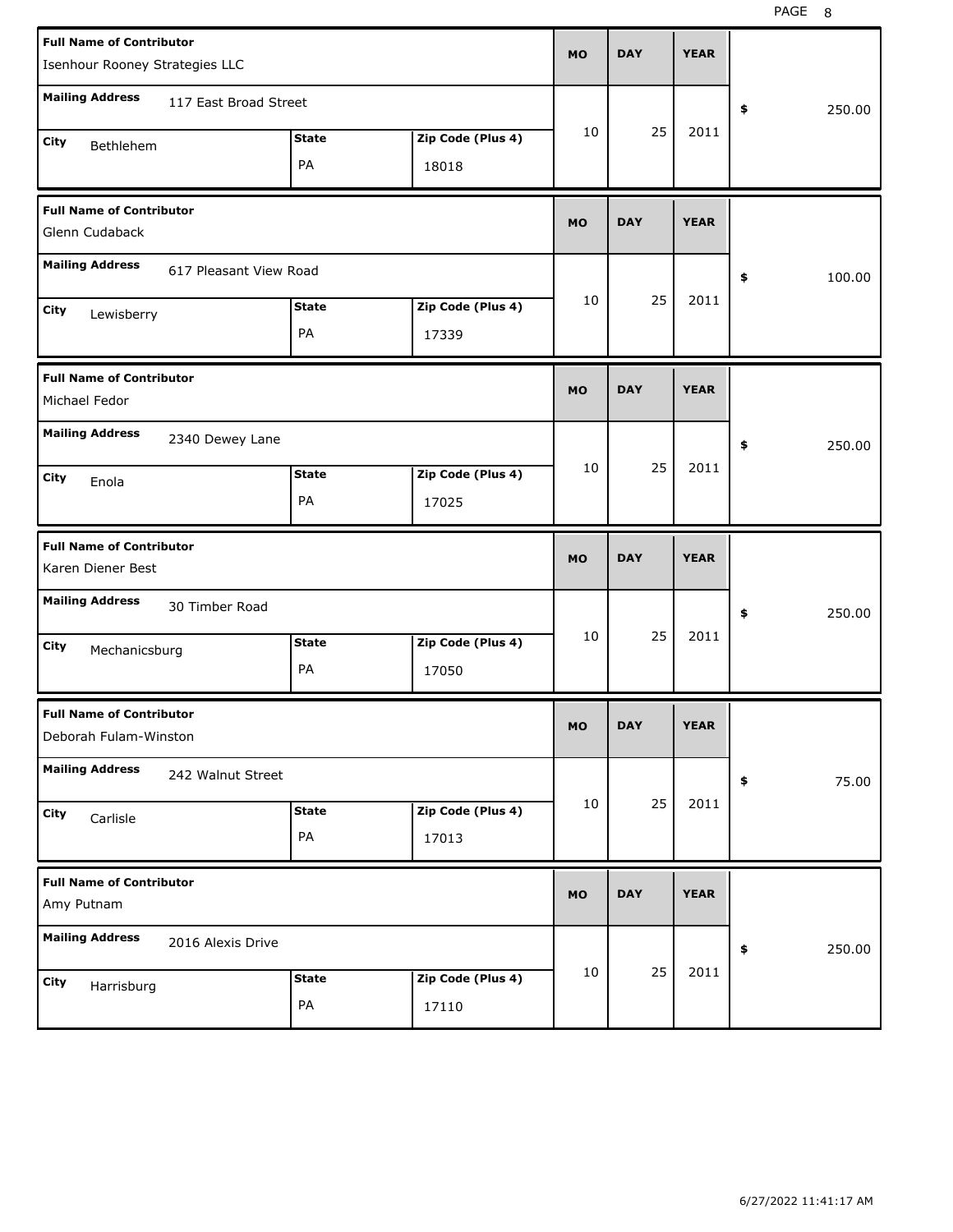| Full Name of Contributor | Mailing Address | City | State | Zip Code (Plus 4) | MO | DAY | YEAR | $ |
|---|---|---|---|---|---|---|---|---|
| Isenhour Rooney Strategies LLC | 117 East Broad Street | Bethlehem | PA | 18018 | 10 | 25 | 2011 | 250.00 |
| Glenn Cudaback | 617 Pleasant View Road | Lewisberry | PA | 17339 | 10 | 25 | 2011 | 100.00 |
| Michael Fedor | 2340 Dewey Lane | Enola | PA | 17025 | 10 | 25 | 2011 | 250.00 |
| Karen Diener Best | 30 Timber Road | Mechanicsburg | PA | 17050 | 10 | 25 | 2011 | 250.00 |
| Deborah Fulam-Winston | 242 Walnut Street | Carlisle | PA | 17013 | 10 | 25 | 2011 | 75.00 |
| Amy Putnam | 2016 Alexis Drive | Harrisburg | PA | 17110 | 10 | 25 | 2011 | 250.00 |

6/27/2022 11:41:17 AM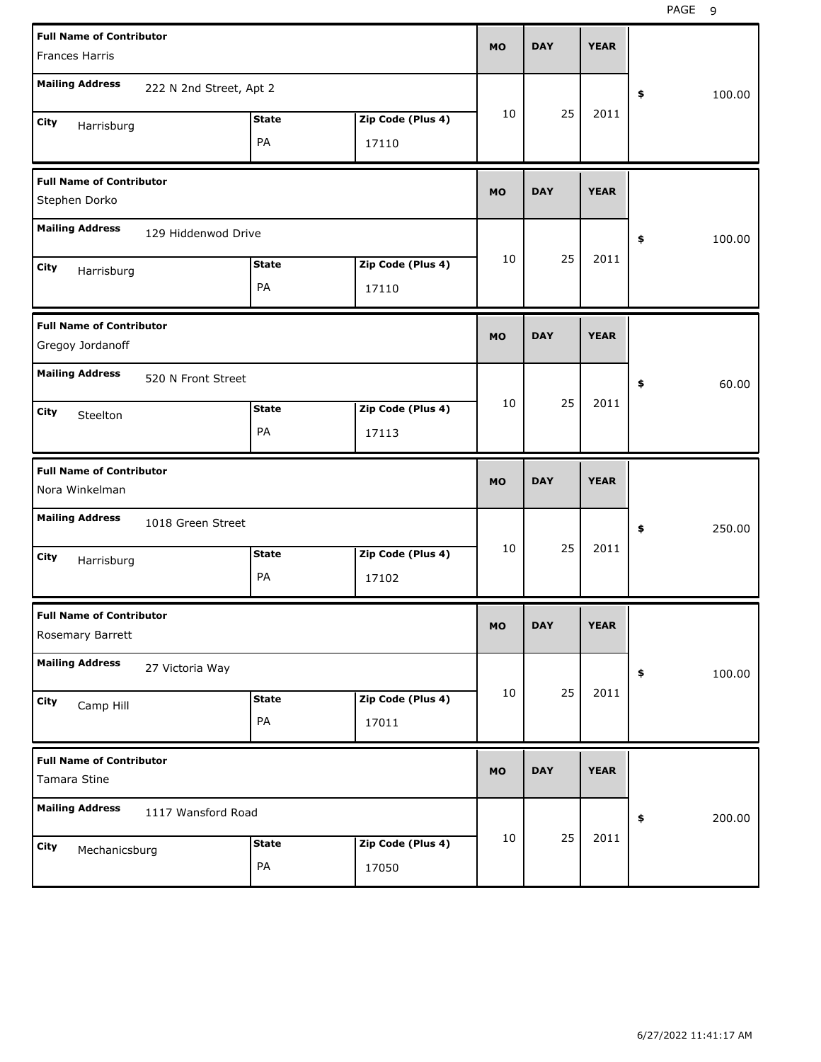| Full Name of Contributor | Mailing Address | City | State | Zip Code (Plus 4) | MO | DAY | YEAR | $ |
|---|---|---|---|---|---|---|---|---|
| Frances Harris | 222 N 2nd Street, Apt 2 | Harrisburg | PA | 17110 | 10 | 25 | 2011 | 100.00 |
| Stephen Dorko | 129 Hiddenwod Drive | Harrisburg | PA | 17110 | 10 | 25 | 2011 | 100.00 |
| Gregoy Jordanoff | 520 N Front Street | Steelton | PA | 17113 | 10 | 25 | 2011 | 60.00 |
| Nora Winkelman | 1018 Green Street | Harrisburg | PA | 17102 | 10 | 25 | 2011 | 250.00 |
| Rosemary Barrett | 27 Victoria Way | Camp Hill | PA | 17011 | 10 | 25 | 2011 | 100.00 |
| Tamara Stine | 1117 Wansford Road | Mechanicsburg | PA | 17050 | 10 | 25 | 2011 | 200.00 |

6/27/2022 11:41:17 AM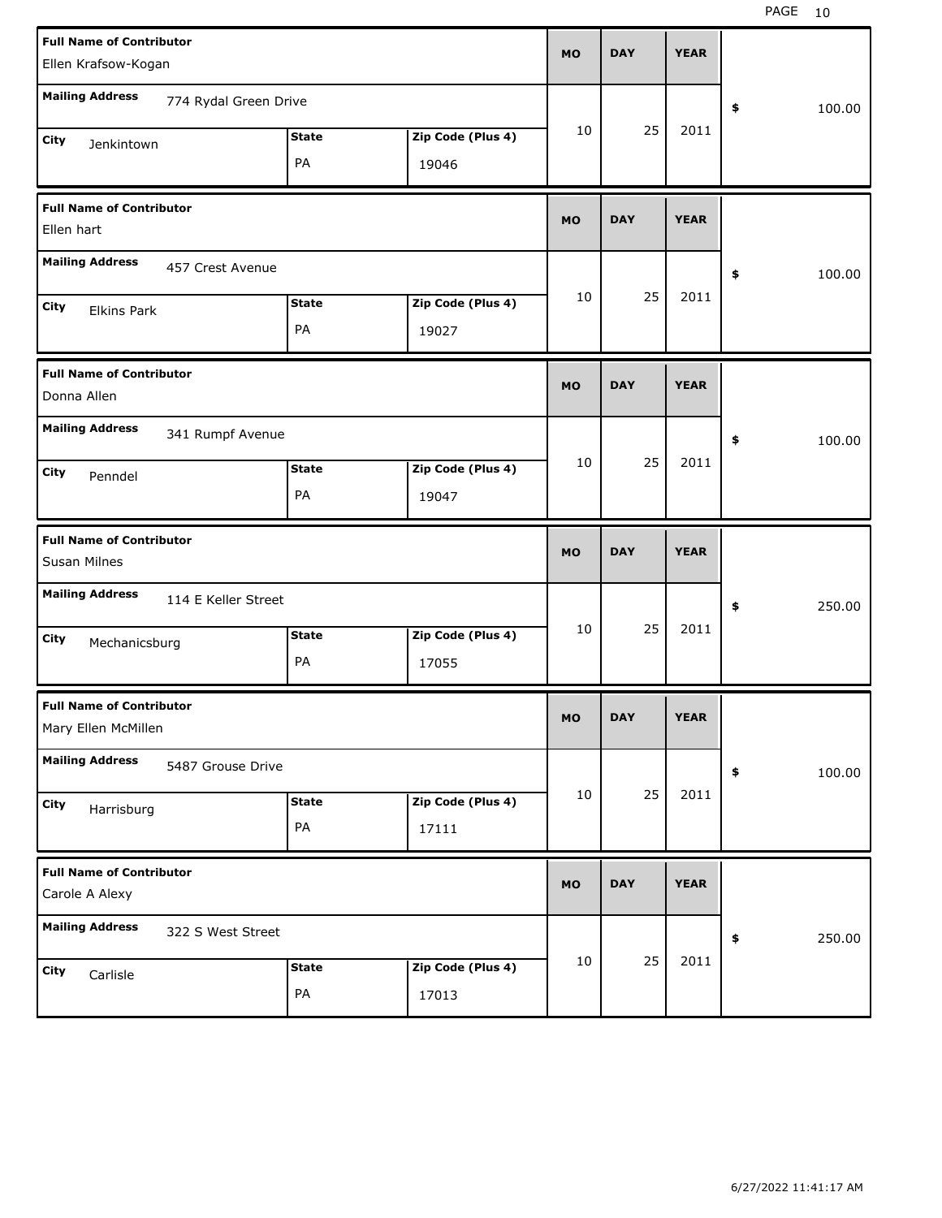| Full Name of Contributor | Mailing Address | City | State | Zip Code (Plus 4) | MO | DAY | YEAR | $ |
|---|---|---|---|---|---|---|---|---|
| Ellen Krafsow-Kogan | 774 Rydal Green Drive | Jenkintown | PA | 19046 | 10 | 25 | 2011 | 100.00 |
| Ellen hart | 457 Crest Avenue | Elkins Park | PA | 19027 | 10 | 25 | 2011 | 100.00 |
| Donna Allen | 341 Rumpf Avenue | Penndel | PA | 19047 | 10 | 25 | 2011 | 100.00 |
| Susan Milnes | 114 E Keller Street | Mechanicsburg | PA | 17055 | 10 | 25 | 2011 | 250.00 |
| Mary Ellen McMillen | 5487 Grouse Drive | Harrisburg | PA | 17111 | 10 | 25 | 2011 | 100.00 |
| Carole A Alexy | 322 S West Street | Carlisle | PA | 17013 | 10 | 25 | 2011 | 250.00 |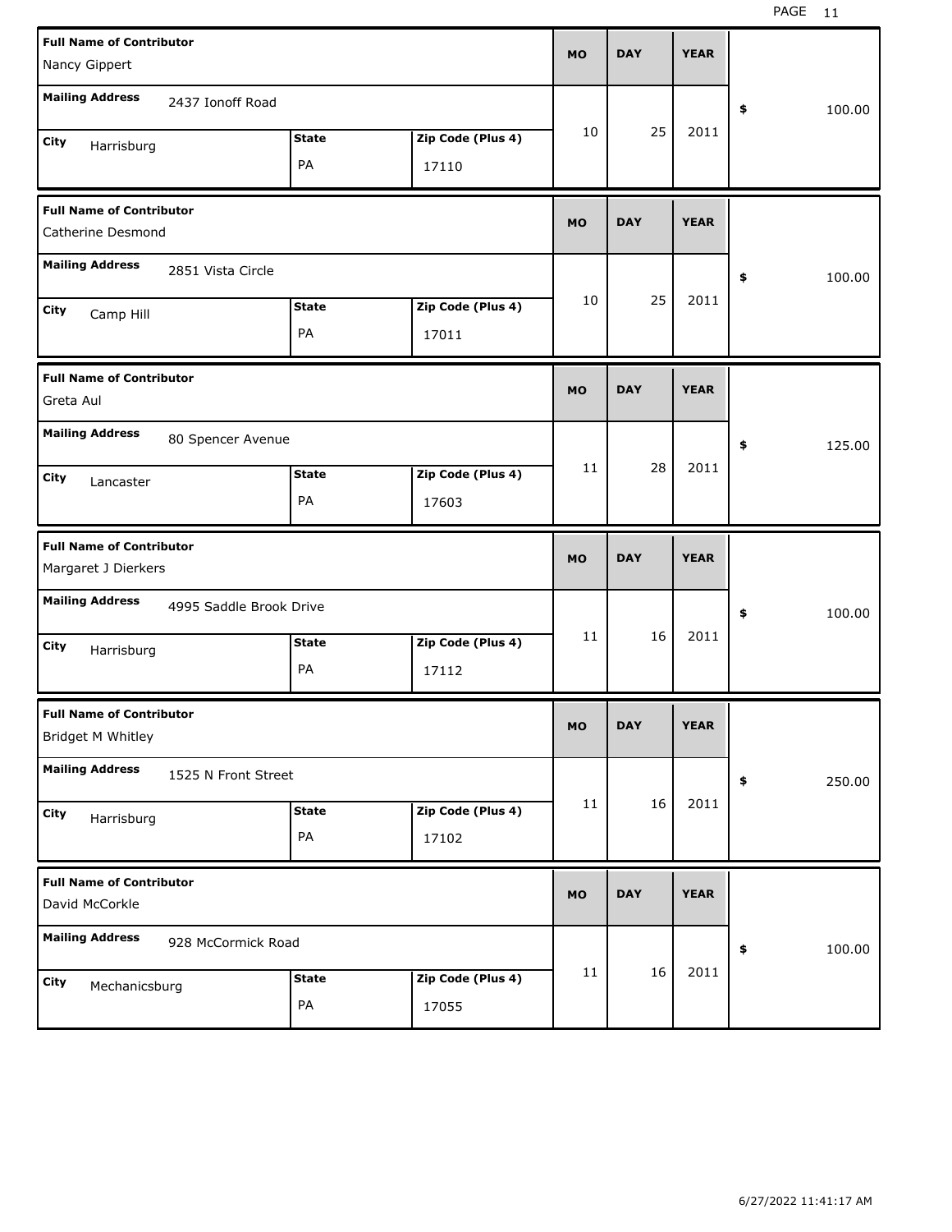| Full Name of Contributor | Mailing Address | City | State | Zip Code (Plus 4) | MO | DAY | YEAR | $ |
|---|---|---|---|---|---|---|---|---|
| Nancy Gippert | 2437 Ionoff Road | Harrisburg | PA | 17110 | 10 | 25 | 2011 | 100.00 |
| Catherine Desmond | 2851 Vista Circle | Camp Hill | PA | 17011 | 10 | 25 | 2011 | 100.00 |
| Greta Aul | 80 Spencer Avenue | Lancaster | PA | 17603 | 11 | 28 | 2011 | 125.00 |
| Margaret J Dierkers | 4995 Saddle Brook Drive | Harrisburg | PA | 17112 | 11 | 16 | 2011 | 100.00 |
| Bridget M Whitley | 1525 N Front Street | Harrisburg | PA | 17102 | 11 | 16 | 2011 | 250.00 |
| David McCorkle | 928 McCormick Road | Mechanicsburg | PA | 17055 | 11 | 16 | 2011 | 100.00 |

6/27/2022 11:41:17 AM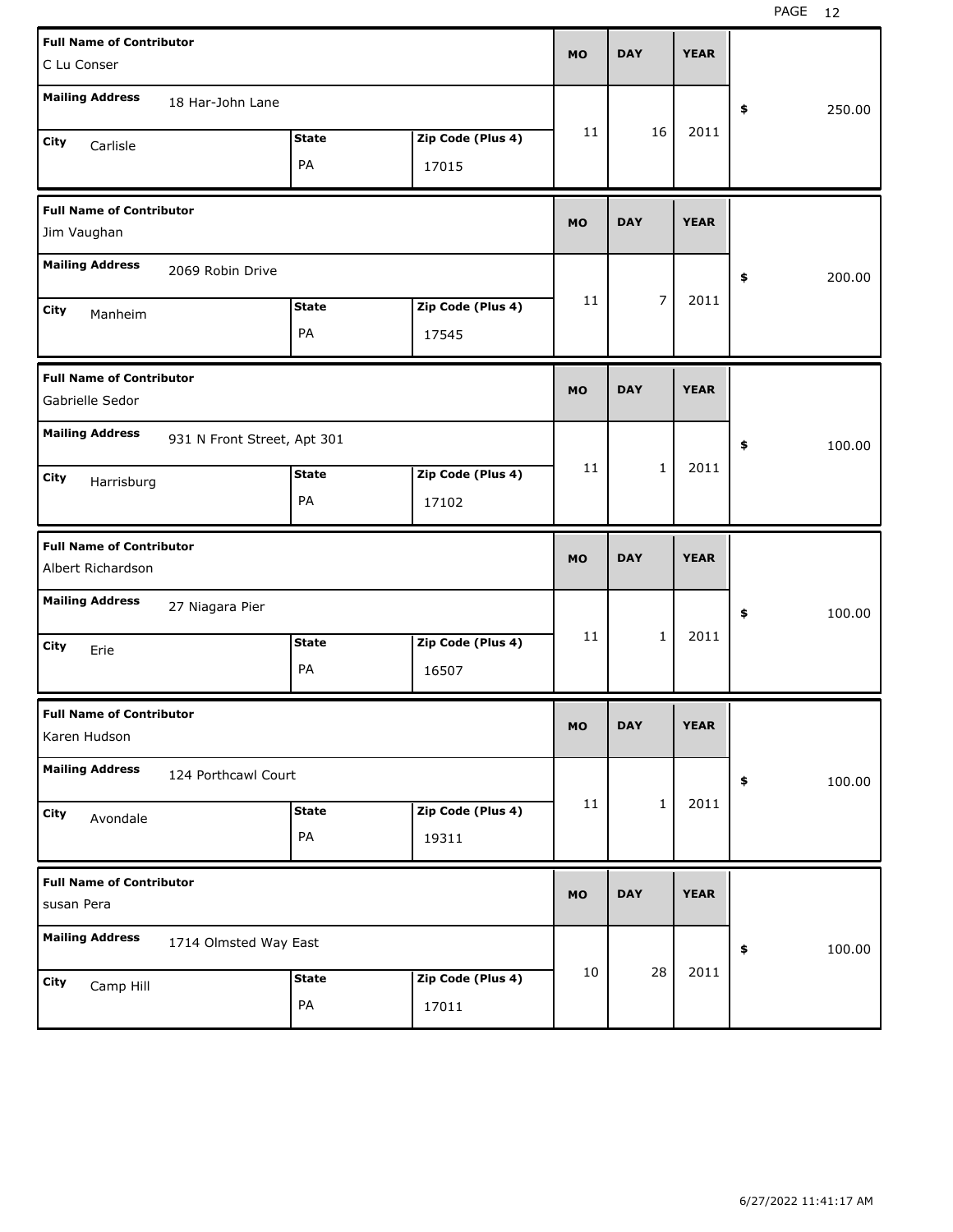| Full Name of Contributor | Mailing Address | City | State | Zip Code (Plus 4) | MO | DAY | YEAR | $ |
|---|---|---|---|---|---|---|---|---|
| C Lu Conser | 18 Har-John Lane | Carlisle | PA | 17015 | 11 | 16 | 2011 | 250.00 |
| Jim Vaughan | 2069 Robin Drive | Manheim | PA | 17545 | 11 | 7 | 2011 | 200.00 |
| Gabrielle Sedor | 931 N Front Street, Apt 301 | Harrisburg | PA | 17102 | 11 | 1 | 2011 | 100.00 |
| Albert Richardson | 27 Niagara Pier | Erie | PA | 16507 | 11 | 1 | 2011 | 100.00 |
| Karen Hudson | 124 Porthcawl Court | Avondale | PA | 19311 | 11 | 1 | 2011 | 100.00 |
| susan Pera | 1714 Olmsted Way East | Camp Hill | PA | 17011 | 10 | 28 | 2011 | 100.00 |

6/27/2022 11:41:17 AM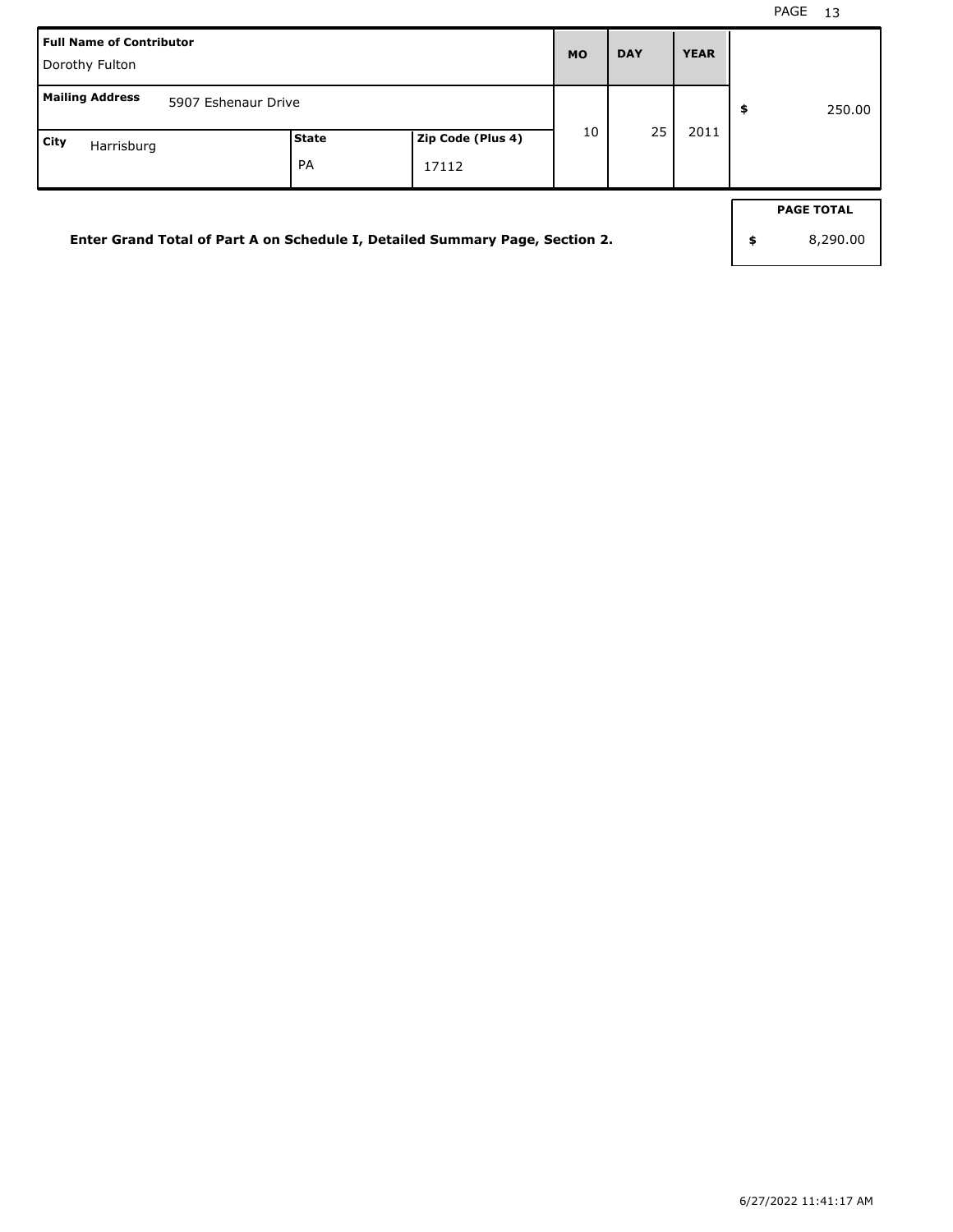| Full Name of Contributor | | | MO | DAY | YEAR | |
| --- | --- | --- | --- | --- | --- | --- |
| Dorothy Fulton | | | | | | |
| **Mailing Address** 5907 Eshenaur Drive | | | 10 | 25 | 2011 | $ 250.00 |
| **City** Harrisburg | **State** PA | **Zip Code (Plus 4)** 17112 | | | | |

**Enter Grand Total of Part A on Schedule I, Detailed Summary Page, Section 2.**

| PAGE TOTAL |
| --- |
| $ 8,290.00 |

6/27/2022 11:41:17 AM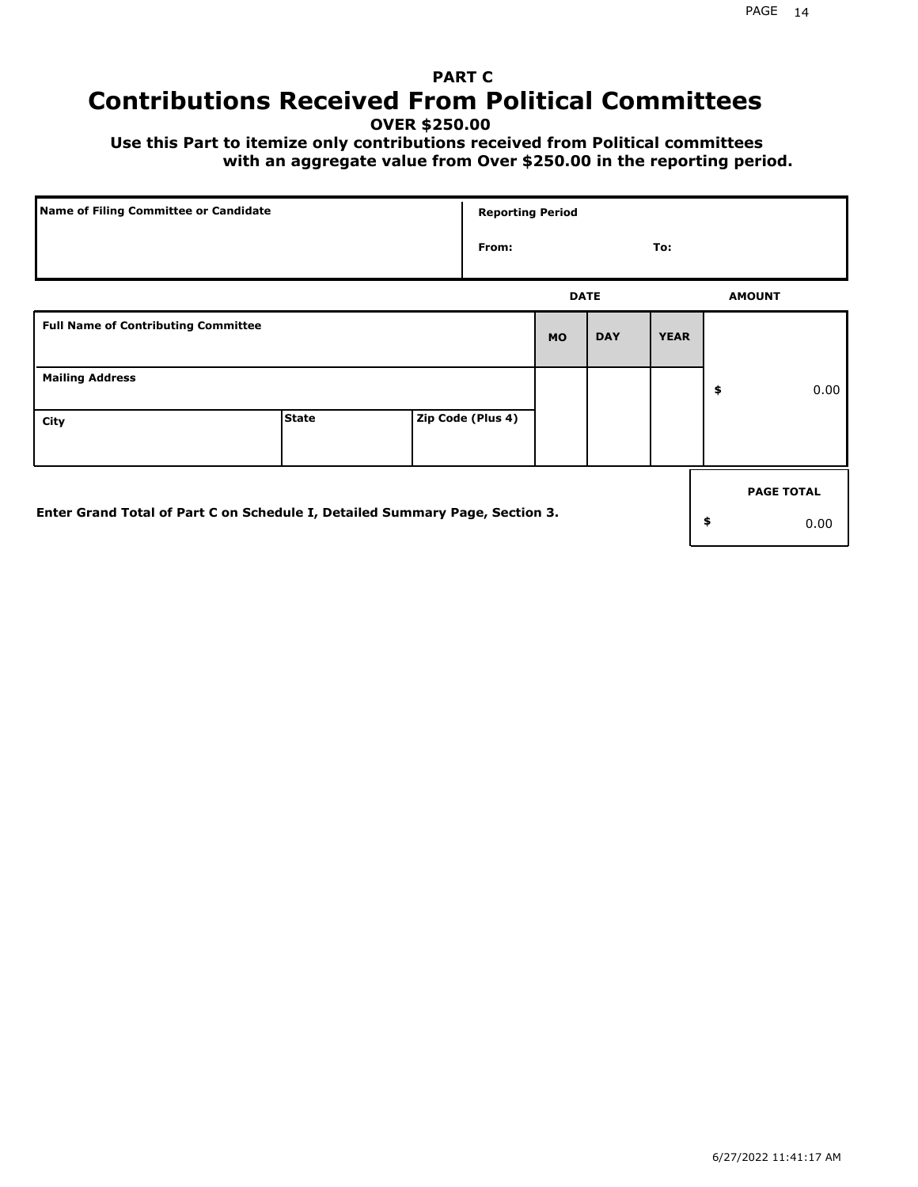# PART C

# Contributions Received From Political Committees

**OVER $250.00**

**Use this Part to itemize only contributions received from Political committees with an aggregate value from Over $250.00 in the reporting period.**

| Name of Filing Committee or Candidate | Reporting Period |
|---|---|
| | From: To: |

| Full Name of Contributing Committee | | | DATE MO | DAY | YEAR | AMOUNT |
|---|---|---|---|---|---|---|
| Mailing Address | | | | | | $ 0.00 |
| City | State | Zip Code (Plus 4) | | | | |

Enter Grand Total of Part C on Schedule I, Detailed Summary Page, Section 3.

| PAGE TOTAL |
|---|
| $ 0.00 |

6/27/2022 11:41:17 AM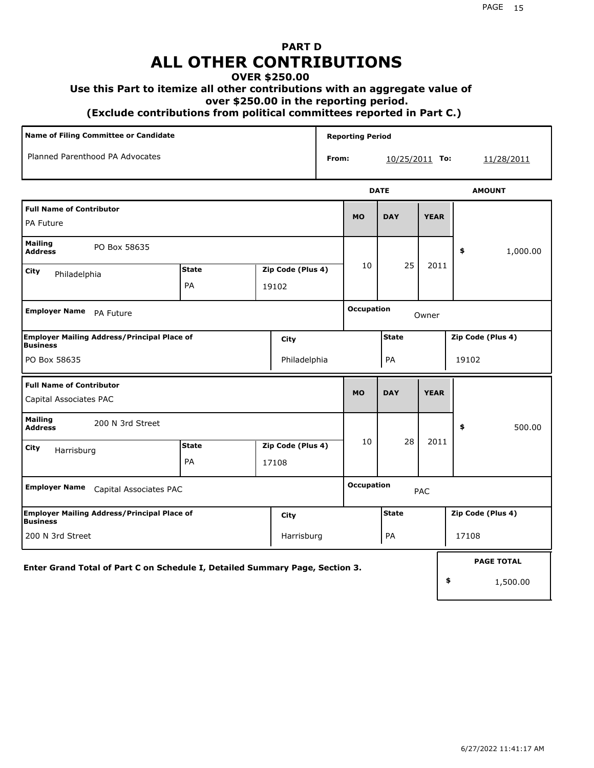# PART D
# ALL OTHER CONTRIBUTIONS
### OVER $250.00
### Use this Part to itemize all other contributions with an aggregate value of over $250.00 in the reporting period.
### (Exclude contributions from political committees reported in Part C.)

| Name of Filing Committee or Candidate | Reporting Period |
|---|---|
| Planned Parenthood PA Advocates | From: 10/25/2011 To: 11/28/2011 |

| Full Name of Contributor | MO | DAY | YEAR | AMOUNT |
|---|---|---|---|---|
| PA Future | 10 | 25 | 2011 | $ 1,000.00 |
| Mailing Address: PO Box 58635 | | | | |
| City: Philadelphia / State: PA / Zip Code (Plus 4): 19102 | | | | |
| Employer Name: PA Future | Occupation: Owner | | | |
| Employer Mailing Address/Principal Place of Business: PO Box 58635 / City: Philadelphia / State: PA / Zip Code (Plus 4): 19102 | | | | |

| Full Name of Contributor | MO | DAY | YEAR | AMOUNT |
|---|---|---|---|---|
| Capital Associates PAC | 10 | 28 | 2011 | $ 500.00 |
| Mailing Address: 200 N 3rd Street | | | | |
| City: Harrisburg / State: PA / Zip Code (Plus 4): 17108 | | | | |
| Employer Name: Capital Associates PAC | Occupation: PAC | | | |
| Employer Mailing Address/Principal Place of Business: 200 N 3rd Street / City: Harrisburg / State: PA / Zip Code (Plus 4): 17108 | | | | |

**Enter Grand Total of Part C on Schedule I, Detailed Summary Page, Section 3.**

| PAGE TOTAL |
|---|
| $ 1,500.00 |

6/27/2022 11:41:17 AM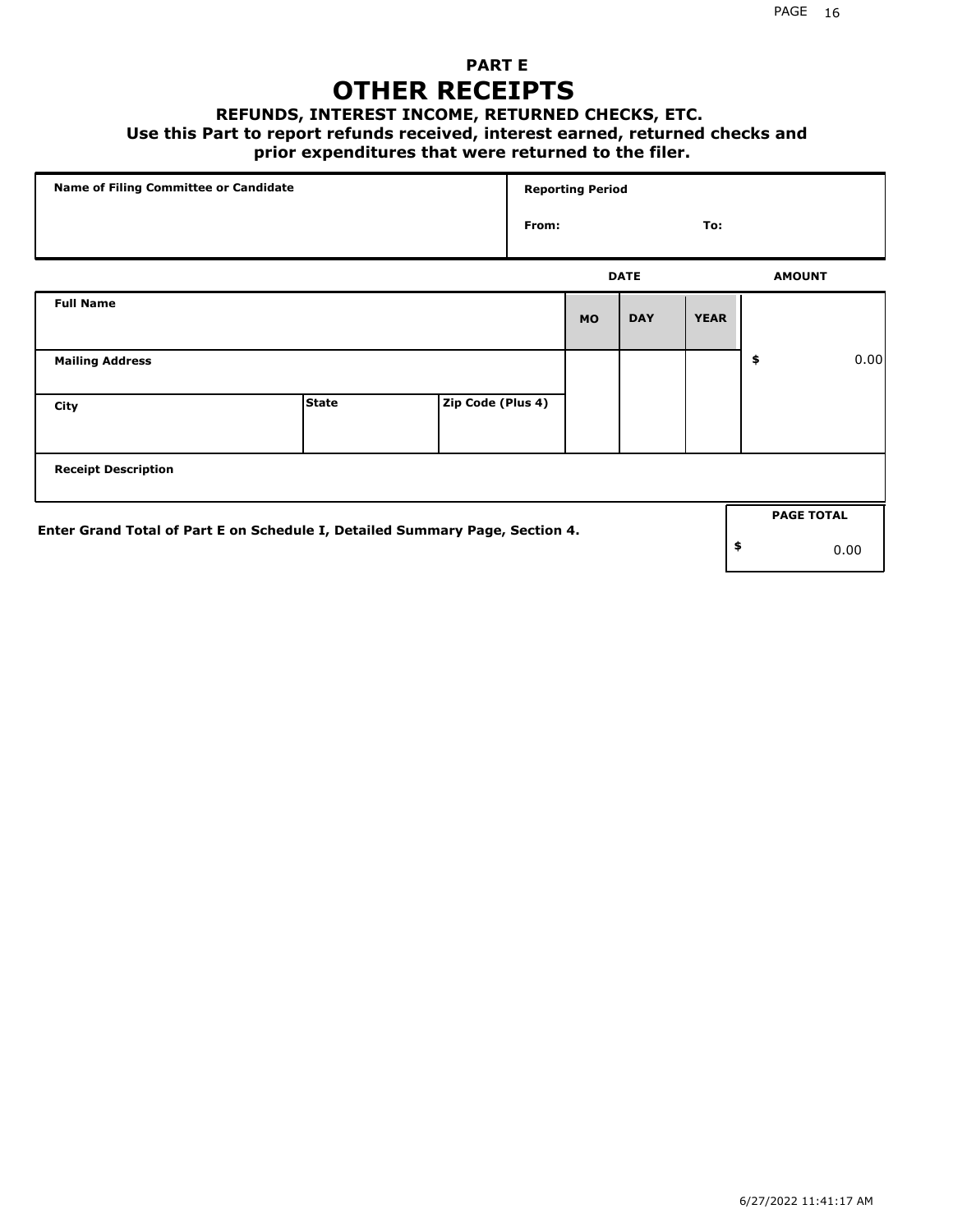# PART E

# OTHER RECEIPTS

### REFUNDS, INTEREST INCOME, RETURNED CHECKS, ETC.

**Use this Part to report refunds received, interest earned, returned checks and prior expenditures that were returned to the filer.**

| Name of Filing Committee or Candidate | Reporting Period | |
|---|---|---|
| | From: | To: |

| Full Name | | | DATE MO | DAY | YEAR | AMOUNT |
|---|---|---|---|---|---|---|
| Mailing Address | | | | | | $ 0.00 |
| City | State | Zip Code (Plus 4) | | | | |
| Receipt Description | | | | | | |

**Enter Grand Total of Part E on Schedule I, Detailed Summary Page, Section 4.**

| PAGE TOTAL |
|---|
| $ 0.00 |

6/27/2022 11:41:17 AM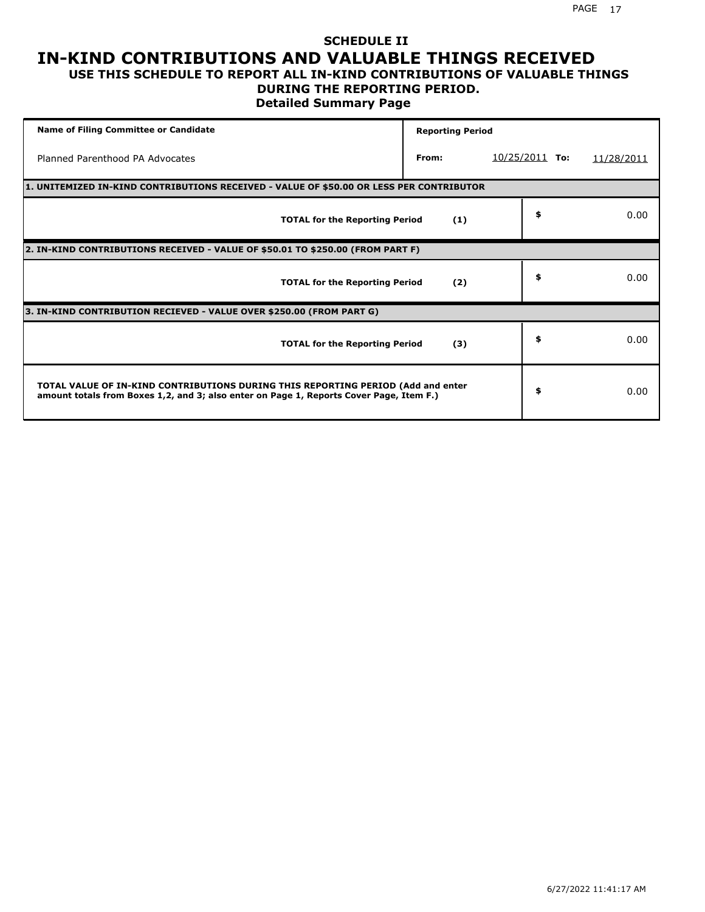# SCHEDULE II

# IN-KIND CONTRIBUTIONS AND VALUABLE THINGS RECEIVED

### USE THIS SCHEDULE TO REPORT ALL IN-KIND CONTRIBUTIONS OF VALUABLE THINGS DURING THE REPORTING PERIOD.

### Detailed Summary Page

| Name of Filing Committee or Candidate | Reporting Period | | | |
|---|---|---|---|---|
| Planned Parenthood PA Advocates | From: | 10/25/2011 | To: | 11/28/2011 |

| **1. UNITEMIZED IN-KIND CONTRIBUTIONS RECEIVED - VALUE OF $50.00 OR LESS PER CONTRIBUTOR** | | |
|---|---|---|
| **TOTAL for the Reporting Period** | **(1)** | $ 0.00 |
| **2. IN-KIND CONTRIBUTIONS RECEIVED - VALUE OF $50.01 TO $250.00 (FROM PART F)** | | |
| **TOTAL for the Reporting Period** | **(2)** | $ 0.00 |
| **3. IN-KIND CONTRIBUTION RECIEVED - VALUE OVER $250.00 (FROM PART G)** | | |
| **TOTAL for the Reporting Period** | **(3)** | $ 0.00 |
| **TOTAL VALUE OF IN-KIND CONTRIBUTIONS DURING THIS REPORTING PERIOD (Add and enter amount totals from Boxes 1,2, and 3; also enter on Page 1, Reports Cover Page, Item F.)** | | $ 0.00 |

6/27/2022 11:41:17 AM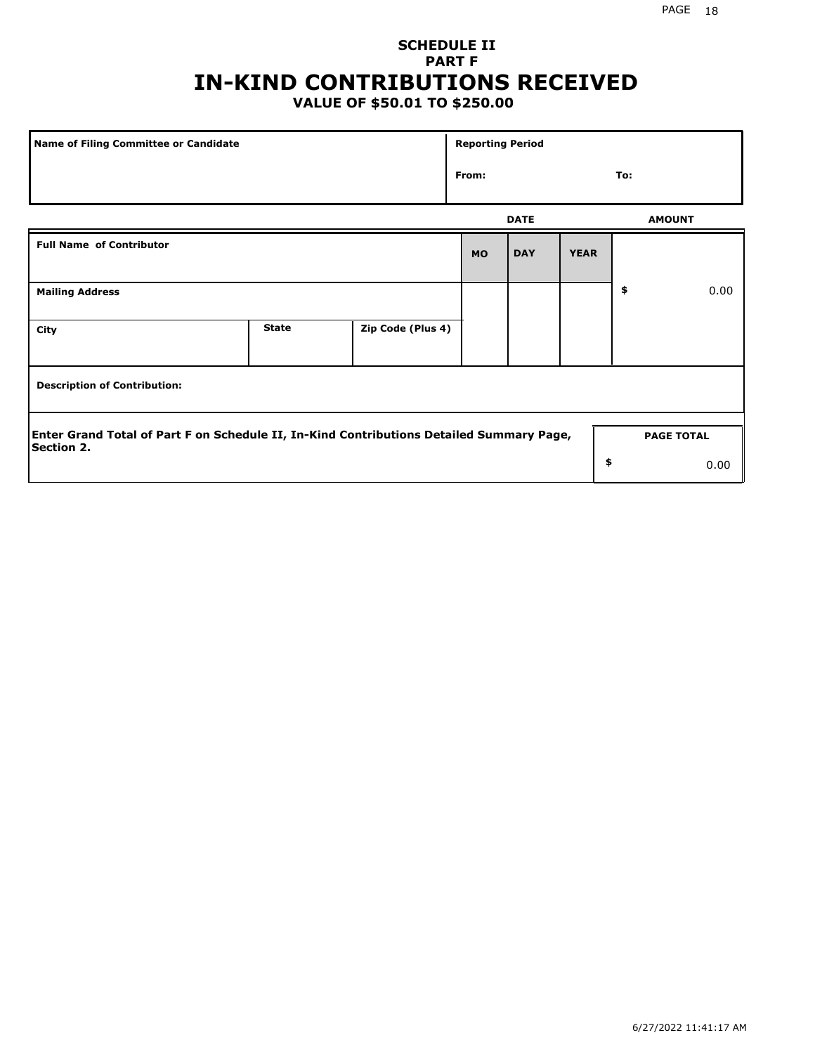## SCHEDULE II
## PART F
# IN-KIND CONTRIBUTIONS RECEIVED
### VALUE OF $50.01 TO $250.00

| Name of Filing Committee or Candidate | Reporting Period |
|---|---|
| | From: To: |

| Full Name of Contributor | | | DATE MO | DAY | YEAR | AMOUNT |
|---|---|---|---|---|---|---|
| Mailing Address | | | | | | $ 0.00 |
| City | State | Zip Code (Plus 4) | | | | |
| Description of Contribution: | | | | | | |

| Enter Grand Total of Part F on Schedule II, In-Kind Contributions Detailed Summary Page, Section 2. | PAGE TOTAL |
|---|---|
| | $ 0.00 |

6/27/2022 11:41:17 AM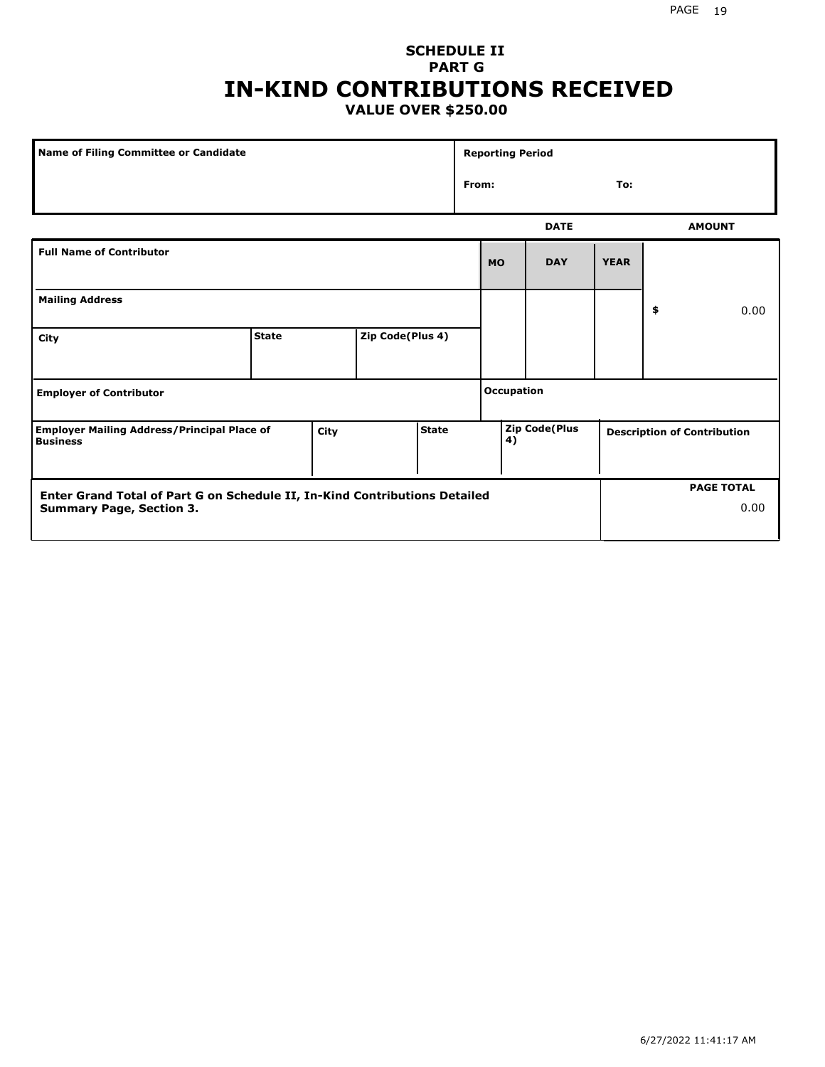**SCHEDULE II**
**PART G**

# IN-KIND CONTRIBUTIONS RECEIVED

**VALUE OVER $250.00**

| Name of Filing Committee or Candidate | Reporting Period |
| --- | --- |
| | From: To: |

| | | | DATE | | | AMOUNT |
| --- | --- | --- | --- | --- | --- | --- |
| **Full Name of Contributor** | | | **MO** | **DAY** | **YEAR** | |
| **Mailing Address** | | | | | | $ 0.00 |
| **City** | **State** | **Zip Code(Plus 4)** | | | | |
| **Employer of Contributor** | | | **Occupation** | | | |

| Employer Mailing Address/Principal Place of Business | City | State | Zip Code(Plus 4) | Description of Contribution |
| --- | --- | --- | --- | --- |
| | | | | |

| Enter Grand Total of Part G on Schedule II, In-Kind Contributions Detailed Summary Page, Section 3. | PAGE TOTAL |
| --- | --- |
| | 0.00 |

6/27/2022 11:41:17 AM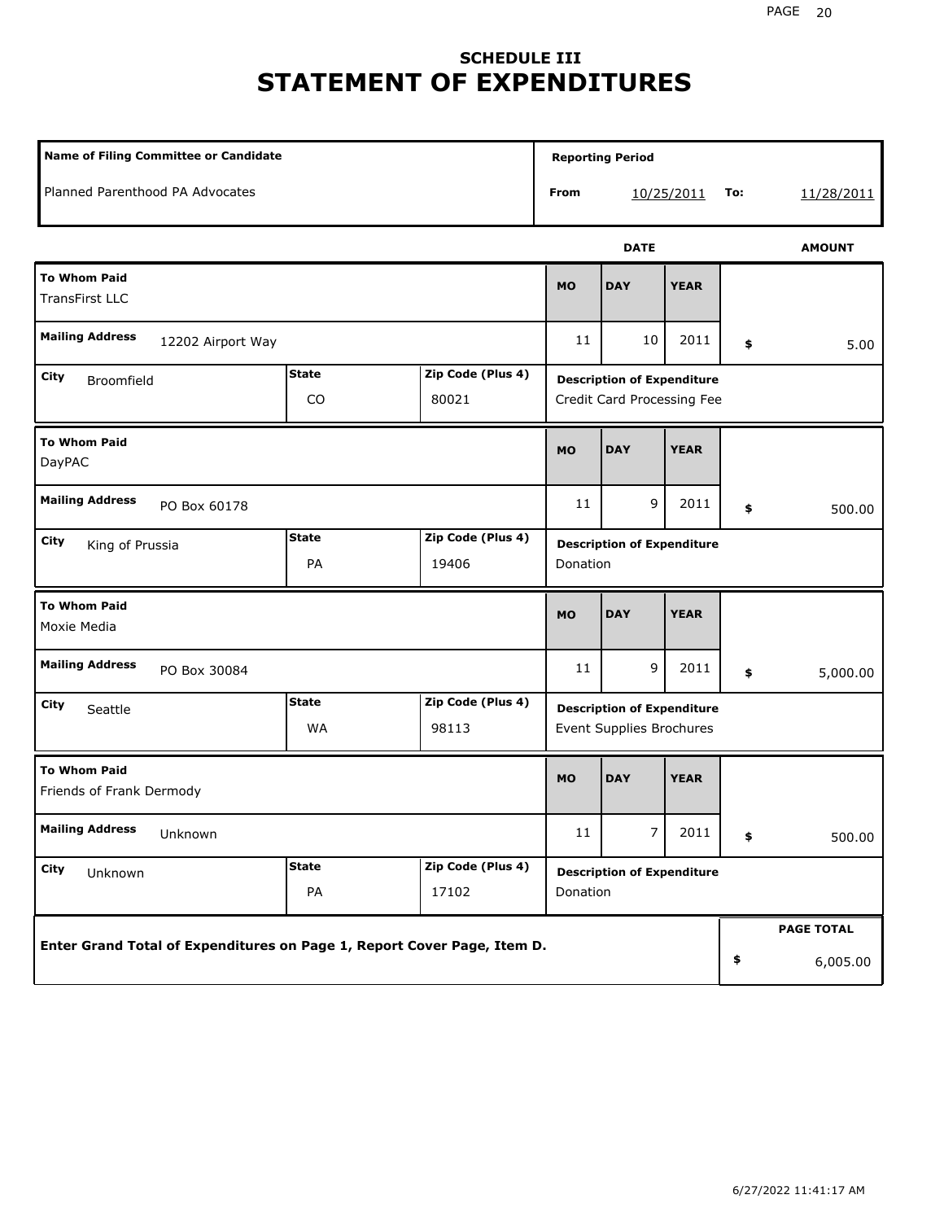# SCHEDULE III
# STATEMENT OF EXPENDITURES

| Name of Filing Committee or Candidate | Reporting Period | | | |
|---|---|---|---|---|
| Planned Parenthood PA Advocates | From | 10/25/2011 | To: | 11/28/2011 |

| To Whom Paid | Mailing Address | City | State | Zip Code (Plus 4) | MO | DAY | YEAR | AMOUNT | Description of Expenditure |
|---|---|---|---|---|---|---|---|---|---|
| TransFirst LLC | 12202 Airport Way | Broomfield | CO | 80021 | 11 | 10 | 2011 | $ 5.00 | Credit Card Processing Fee |
| DayPAC | PO Box 60178 | King of Prussia | PA | 19406 | 11 | 9 | 2011 | $ 500.00 | Donation |
| Moxie Media | PO Box 30084 | Seattle | WA | 98113 | 11 | 9 | 2011 | $ 5,000.00 | Event Supplies Brochures |
| Friends of Frank Dermody | Unknown | Unknown | PA | 17102 | 11 | 7 | 2011 | $ 500.00 | Donation |

| Enter Grand Total of Expenditures on Page 1, Report Cover Page, Item D. | PAGE TOTAL |
|---|---|
| | $ 6,005.00 |

6/27/2022 11:41:17 AM